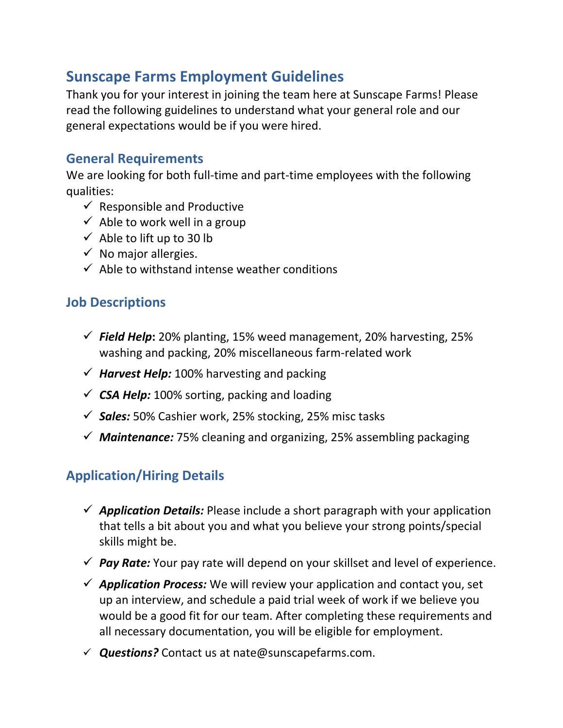# Sunscape Farms Employment Guidelines

Thank you for your interest in joining the team here at Sunscape Farms! Please read the following guidelines to understand what your general role and our general expectations would be if you were hired.

## General Requirements

We are looking for both full-time and part-time employees with the following qualities:

- ✓ Responsible and Productive
- ✓ Able to work well in a group
- ✓ Able to lift up to 30 lb
- ✓ No major allergies.
- ✓ Able to withstand intense weather conditions

## Job Descriptions

- ✓ ***Field Help*:** 20% planting, 15% weed management, 20% harvesting, 25% washing and packing, 20% miscellaneous farm-related work
- ✓ ***Harvest Help:*** 100% harvesting and packing
- ✓ ***CSA Help:*** 100% sorting, packing and loading
- ✓ ***Sales:*** 50% Cashier work, 25% stocking, 25% misc tasks
- ✓ ***Maintenance:*** 75% cleaning and organizing, 25% assembling packaging

## Application/Hiring Details

- ✓ ***Application Details:*** Please include a short paragraph with your application that tells a bit about you and what you believe your strong points/special skills might be.
- ✓ ***Pay Rate:*** Your pay rate will depend on your skillset and level of experience.
- ✓ ***Application Process:*** We will review your application and contact you, set up an interview, and schedule a paid trial week of work if we believe you would be a good fit for our team. After completing these requirements and all necessary documentation, you will be eligible for employment.
- ✓ ***Questions?*** Contact us at nate@sunscapefarms.com.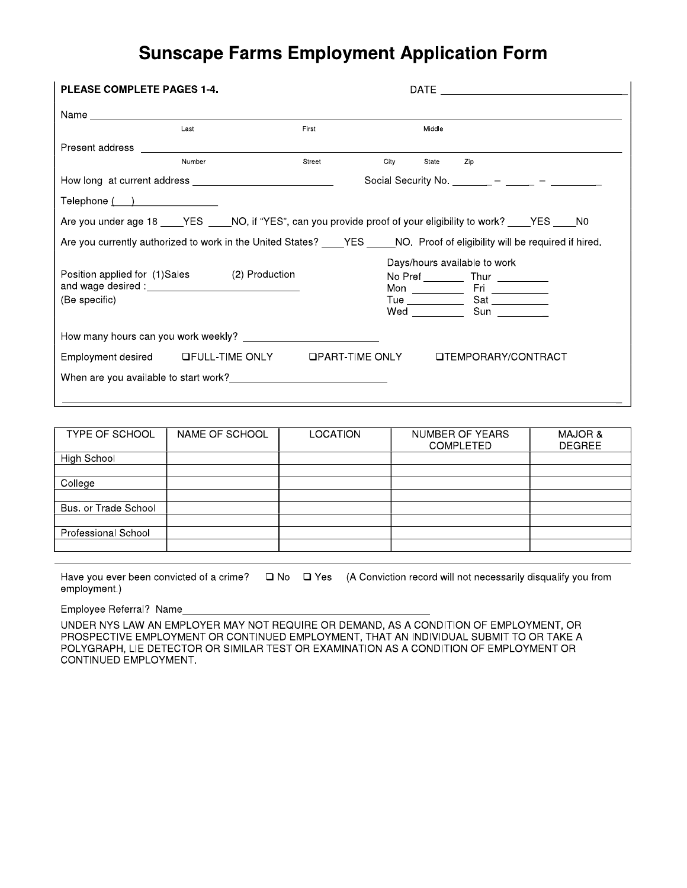# Sunscape Farms Employment Application Form

**PLEASE COMPLETE PAGES 1-4.** DATE ______________________________

Name ______________________________________________________________
Last First Middle

Present address ______________________________________________________
Number Street City State Zip

How long at current address ______________________ Social Security No. ______ – _____ – ________

Telephone ( ) ______________

Are you under age 18 ____YES ____NO, if "YES", can you provide proof of your eligibility to work? ____YES ____N0

Are you currently authorized to work in the United States? ____YES _____NO. Proof of eligibility will be required if hired.

Position applied for (1)Sales (2) Production
and wage desired : ___________________________
(Be specific)

Days/hours available to work
No Pref ________ Thur _________
Mon _________ Fri __________
Tue __________ Sat __________
Wed _________ Sun _________

How many hours can you work weekly? ______________________

Employment desired ❑FULL-TIME ONLY ❑PART-TIME ONLY ❑TEMPORARY/CONTRACT

When are you available to start work?___________________________

| TYPE OF SCHOOL | NAME OF SCHOOL | LOCATION | NUMBER OF YEARS COMPLETED | MAJOR & DEGREE |
|---|---|---|---|---|
| High School | | | | |
| | | | | |
| College | | | | |
| | | | | |
| Bus. or Trade School | | | | |
| | | | | |
| Professional School | | | | |
| | | | | |

Have you ever been convicted of a crime? ❑ No ❑ Yes (A Conviction record will not necessarily disqualify you from employment.)

Employee Referral? Name__________________________________________

UNDER NYS LAW AN EMPLOYER MAY NOT REQUIRE OR DEMAND, AS A CONDITION OF EMPLOYMENT, OR PROSPECTIVE EMPLOYMENT OR CONTINUED EMPLOYMENT, THAT AN INDIVIDUAL SUBMIT TO OR TAKE A POLYGRAPH, LIE DETECTOR OR SIMILAR TEST OR EXAMINATION AS A CONDITION OF EMPLOYMENT OR CONTINUED EMPLOYMENT.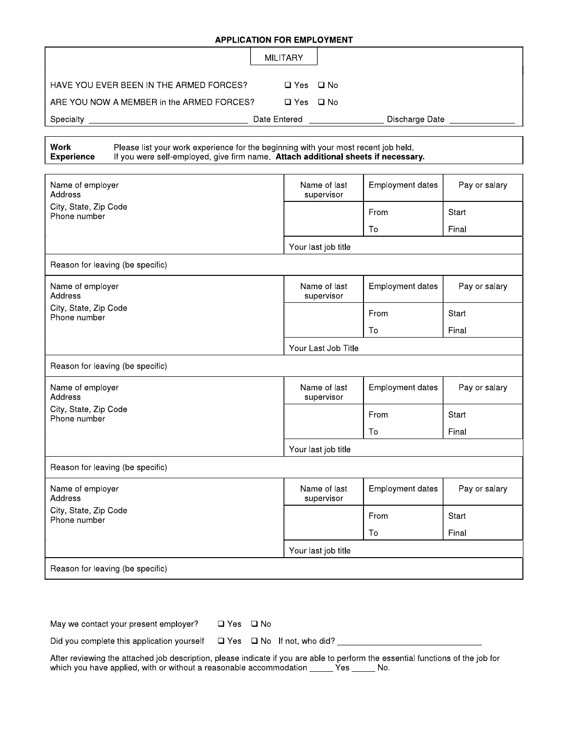## APPLICATION FOR EMPLOYMENT

### MILITARY

HAVE YOU EVER BEEN IN THE ARMED FORCES? ☐ Yes ☐ No

ARE YOU NOW A MEMBER in the ARMED FORCES? ☐ Yes ☐ No

Specialty ______________________________ Date Entered ______________ Discharge Date ____________

**Work Experience** Please list your work experience for the beginning with your most recent job held. If you were self-employed, give firm name. **Attach additional sheets if necessary.**

| Name of employer<br>Address<br>City, State, Zip Code<br>Phone number | Name of last supervisor | Employment dates | Pay or salary |
|---|---|---|---|
| | | From | Start |
| | | To | Final |
| | Your last job title | | |
| Reason for leaving (be specific) | | | |

| Name of employer<br>Address<br>City, State, Zip Code<br>Phone number | Name of last supervisor | Employment dates | Pay or salary |
|---|---|---|---|
| | | From | Start |
| | | To | Final |
| | Your Last Job Title | | |
| Reason for leaving (be specific) | | | |

| Name of employer<br>Address<br>City, State, Zip Code<br>Phone number | Name of last supervisor | Employment dates | Pay or salary |
|---|---|---|---|
| | | From | Start |
| | | To | Final |
| | Your last job title | | |
| Reason for leaving (be specific) | | | |

| Name of employer<br>Address<br>City, State, Zip Code<br>Phone number | Name of last supervisor | Employment dates | Pay or salary |
|---|---|---|---|
| | | From | Start |
| | | To | Final |
| | Your last job title | | |
| Reason for leaving (be specific) | | | |

May we contact your present employer? ☐ Yes ☐ No

Did you complete this application yourself ☐ Yes ☐ No If not, who did? ____________________________

After reviewing the attached job description, please indicate if you are able to perform the essential functions of the job for which you have applied, with or without a reasonable accommodation _____ Yes _____ No.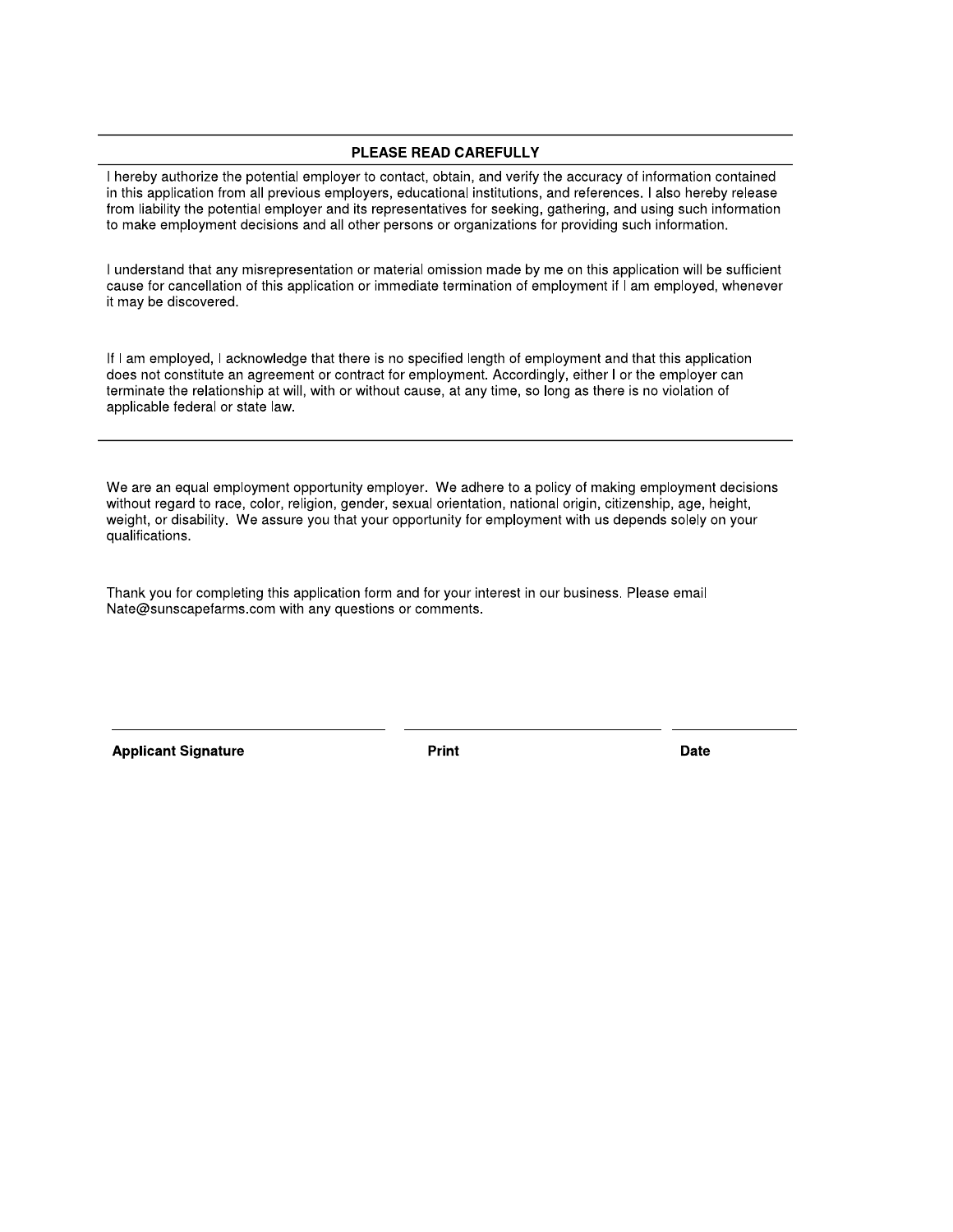## PLEASE READ CAREFULLY

I hereby authorize the potential employer to contact, obtain, and verify the accuracy of information contained in this application from all previous employers, educational institutions, and references. I also hereby release from liability the potential employer and its representatives for seeking, gathering, and using such information to make employment decisions and all other persons or organizations for providing such information.

I understand that any misrepresentation or material omission made by me on this application will be sufficient cause for cancellation of this application or immediate termination of employment if I am employed, whenever it may be discovered.

If I am employed, I acknowledge that there is no specified length of employment and that this application does not constitute an agreement or contract for employment. Accordingly, either I or the employer can terminate the relationship at will, with or without cause, at any time, so long as there is no violation of applicable federal or state law.

---

We are an equal employment opportunity employer. We adhere to a policy of making employment decisions without regard to race, color, religion, gender, sexual orientation, national origin, citizenship, age, height, weight, or disability. We assure you that your opportunity for employment with us depends solely on your qualifications.

Thank you for completing this application form and for your interest in our business. Please email Nate@sunscapefarms.com with any questions or comments.

| ______________________________ | ______________________________ | ______________ |
|---|---|---|
| **Applicant Signature** | **Print** | **Date** |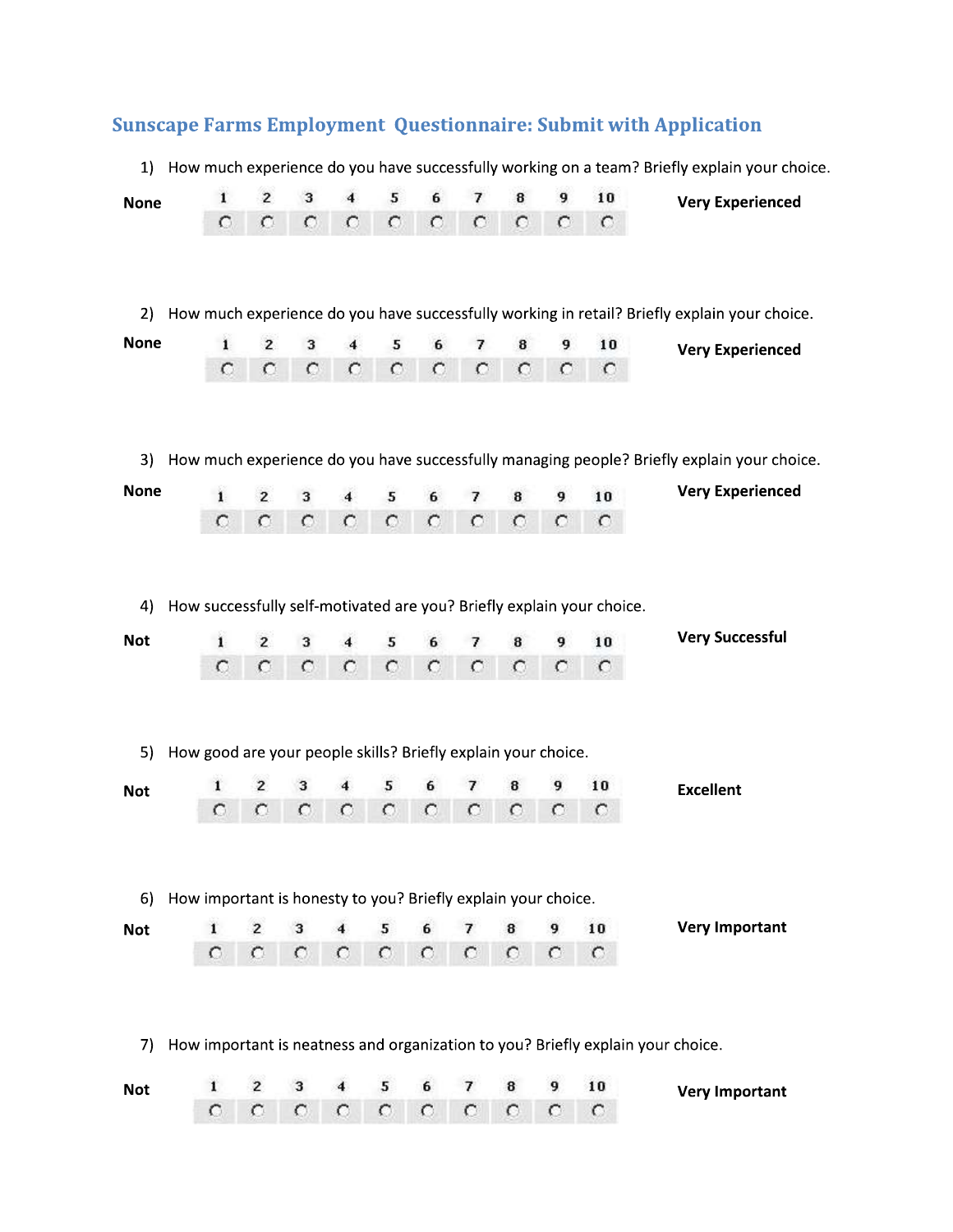## Sunscape Farms Employment Questionnaire: Submit with Application

1) How much experience do you have successfully working on a team? Briefly explain your choice.

| None | 1 | 2 | 3 | 4 | 5 | 6 | 7 | 8 | 9 | 10 | Very Experienced |
|---|---|---|---|---|---|---|---|---|---|---|---|
| | ○ | ○ | ○ | ○ | ○ | ○ | ○ | ○ | ○ | ○ | |

2) How much experience do you have successfully working in retail? Briefly explain your choice.

| None | 1 | 2 | 3 | 4 | 5 | 6 | 7 | 8 | 9 | 10 | Very Experienced |
|---|---|---|---|---|---|---|---|---|---|---|---|
| | ○ | ○ | ○ | ○ | ○ | ○ | ○ | ○ | ○ | ○ | |

3) How much experience do you have successfully managing people? Briefly explain your choice.

| None | 1 | 2 | 3 | 4 | 5 | 6 | 7 | 8 | 9 | 10 | Very Experienced |
|---|---|---|---|---|---|---|---|---|---|---|---|
| | ○ | ○ | ○ | ○ | ○ | ○ | ○ | ○ | ○ | ○ | |

4) How successfully self-motivated are you? Briefly explain your choice.

| Not | 1 | 2 | 3 | 4 | 5 | 6 | 7 | 8 | 9 | 10 | Very Successful |
|---|---|---|---|---|---|---|---|---|---|---|---|
| | ○ | ○ | ○ | ○ | ○ | ○ | ○ | ○ | ○ | ○ | |

5) How good are your people skills? Briefly explain your choice.

| Not | 1 | 2 | 3 | 4 | 5 | 6 | 7 | 8 | 9 | 10 | Excellent |
|---|---|---|---|---|---|---|---|---|---|---|---|
| | ○ | ○ | ○ | ○ | ○ | ○ | ○ | ○ | ○ | ○ | |

6) How important is honesty to you? Briefly explain your choice.

| Not | 1 | 2 | 3 | 4 | 5 | 6 | 7 | 8 | 9 | 10 | Very Important |
|---|---|---|---|---|---|---|---|---|---|---|---|
| | ○ | ○ | ○ | ○ | ○ | ○ | ○ | ○ | ○ | ○ | |

7) How important is neatness and organization to you? Briefly explain your choice.

| Not | 1 | 2 | 3 | 4 | 5 | 6 | 7 | 8 | 9 | 10 | Very Important |
|---|---|---|---|---|---|---|---|---|---|---|---|
| | ○ | ○ | ○ | ○ | ○ | ○ | ○ | ○ | ○ | ○ | |